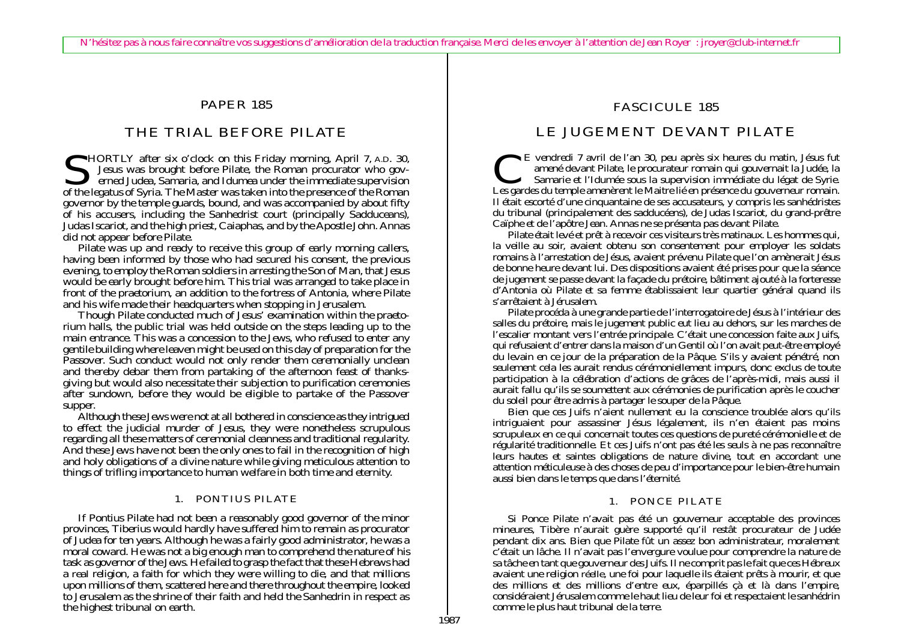N'hésitez pas à nous faire connaître vos suggestions d'amélioration de la traduction française. Merci de les envoyer à l'attention de Jean Royer : jroyer@club-internet.fr

# PAPER 185

## THE TRIAL BEFORE PILATE

SHORTLY after six o'clock on this Friday morning, April 7, A.D. 30, Jesus was brought before Pilate, the Roman procurator who governed Judea, Samaria, and Idumea under the immediate supervision of the legatus of Syria. The Master was taken into the presence of the Roman governor by the temple guards, bound, and was accompanied by about fifty of his accusers, including the Sanhedrist court (principally Sadduceans), Judas Iscariot, and the high priest, Caiaphas, and by the Apostle John. Annas did not appear before Pilate.

Pilate was up and ready to receive this group of early morning callers, having been informed by those who had secured his consent, the previous evening, to employ the Roman soldiers in arresting the Son of Man, that Jesus would be early brought before him. This trial was arranged to take place in front of the praetorium, an addition to the fortress of Antonia, where Pilate and his wife made their headquarters when stopping in Jerusalem.

Though Pilate conducted much of Jesus' examination within the praetorium halls, the public trial was held outside on the steps leading up to the main entrance. This was a concession to the Jews, who refused to enter any gentile building where leaven might be used on this day of preparation for the Passover. Such conduct would not only render them ceremonially unclean and thereby debar them from partaking of the afternoon feast of thanksgiving but would also necessitate their subjection to purification ceremonies after sundown, before they would be eligible to partake of the Passover supper.

Although these Jews were not at all bothered in conscience as they intrigued to effect the judicial murder of Jesus, they were nonetheless scrupulous regarding all these matters of ceremonial cleanness and traditional regularity. And these Jews have not been the only ones to fail in the recognition of high and holy obligations of a divine nature while giving meticulous attention to things of trifling importance to human welfare in both time and eternity.

### 1. PONTIUS PILATE

If Pontius Pilate had not been a reasonably good governor of the minor provinces, Tiberius would hardly have suffered him to remain as procurator of Judea for ten years. Although he was a fairly good administrator, he was a moral coward. He was not a big enough man to comprehend the nature of his task as governor of the Jews. He failed to grasp the fact that these Hebrews had a real religion, a faith for which they were willing to die, and that millions upon millions of them, scattered here and there throughout the empire, looked to Jerusalem as the shrine of their faith and held the Sanhedrin in respect as the highest tribunal on earth.

# FASCICULE 185

## LE JUGEMENT DEVANT PILATE

CE vendredi 7 avril de l'an 30, peu après six heures du matin, Jésus fut amené devant Pilate, le procurateur romain qui gouvernait la Judée, la Samarie et l'Idumée sous la supervision immédiate du légat de Syrie. Les gardes du temple amenèrent le Maitre lié en présence du gouverneur romain. Il était escorté d'une cinquantaine de ses accusateurs, y compris les sanhédristes du tribunal (principalement des sadducéens), de Judas Iscariot, du grand-prêtre Caïphe et de l'apôtre Jean. Annas ne se présenta pas devant Pilate.

Pilate était levé et prêt à recevoir ces visiteurs très matinaux. Les hommes qui, la veille au soir, avaient obtenu son consentement pour employer les soldats romains à l'arrestation de Jésus, avaient prévenu Pilate que l'on amènerait Jésus de bonne heure devant lui. Des dispositions avaient été prises pour que la séance de jugement se passe devant la façade du prétoire, bâtiment ajouté à la forteresse d'Antonia où Pilate et sa femme établissaient leur quartier général quand ils s'arrêtaient à Jérusalem.

Pilate procéda à une grande partie de l'interrogatoire de Jésus à l'intérieur des salles du prétoire, mais le jugement public eut lieu au dehors, sur les marches de l'escalier montant vers l'entrée principale. C'était une concession faite aux Juifs, qui refusaient d'entrer dans la maison d'un Gentil où l'on avait peut-être employé du levain en ce jour de la préparation de la Pâque. S'ils y avaient pénétré, non seulement cela les aurait rendus cérémoniellement impurs, donc exclus de toute participation à la célébration d'actions de grâces de l'après-midi, mais aussi il aurait fallu qu'ils se soumettent aux cérémonies de purification après le coucher du soleil pour être admis à partager le souper de la Pâque.

Bien que ces Juifs n'aient nullement eu la conscience troublée alors qu'ils intriguaient pour assassiner Jésus légalement, ils n'en étaient pas moins scrupuleux en ce qui concernait toutes ces questions de pureté cérémonielle et de régularité traditionnelle. Et ces Juifs n'ont pas été les seuls à ne pas reconnaître leurs hautes et saintes obligations de nature divine, tout en accordant une attention méticuleuse à des choses de peu d'importance pour le bien-être humain aussi bien dans le temps que dans l'éternité.

### 1. PONCE PILATE

Si Ponce Pilate n'avait pas été un gouverneur acceptable des provinces mineures, Tibère n'aurait guère supporté qu'il restât procurateur de Judée pendant dix ans. Bien que Pilate fût un assez bon administrateur, moralement c'était un lâche. Il n'avait pas l'envergure voulue pour comprendre la nature de sa tâche en tant que gouverneur des Juifs. Il ne comprit pas le fait que ces Hébreux avaient une religion réelle, une foi pour laquelle ils étaient prêts à mourir, et que des millions et des millions d'entre eux, éparpillés çà et là dans l'empire, considéraient Jérusalem comme le haut lieu de leur foi et respectaient le sanhédrin comme le plus haut tribunal de la terre.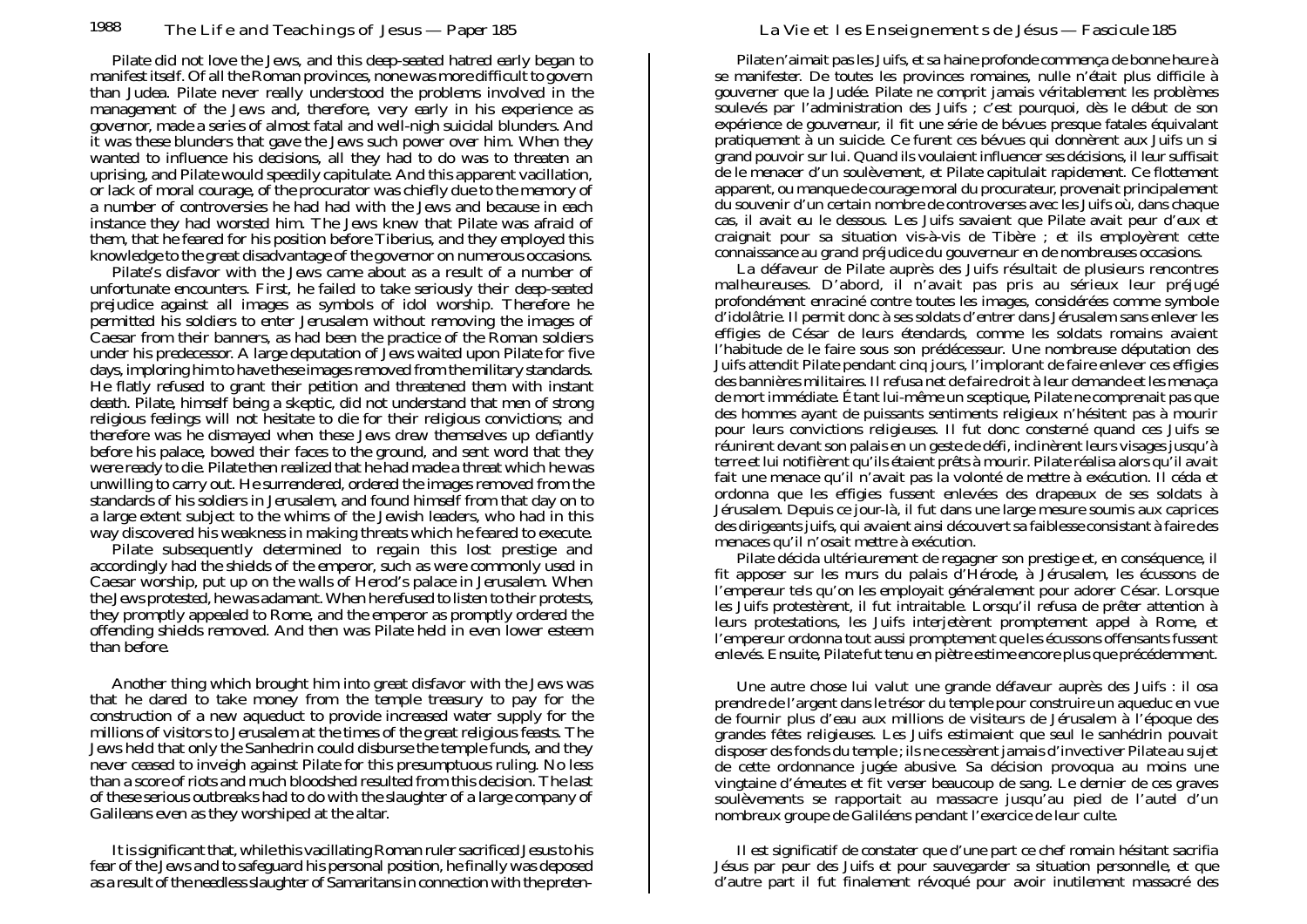Pilate did not love the Jews, and this deep-seated hatred early began to manifest itself. Of all the Roman provinces, none was more difficult to govern than Judea. Pilate never really understood the problems involved in the management of the Jews and, therefore, very early in his experience as governor, made a series of almost fatal and well-nigh suicidal blunders. And it was these blunders that gave the Jews such power over him. When they wanted to influence his decisions, all they had to do was to threaten an uprising, and Pilate would speedily capitulate. And this apparent vacillation, or lack of moral courage, of the procurator was chiefly due to the memory of a number of controversies he had had with the Jews and because in each instance they had worsted him. The Jews knew that Pilate was afraid of them, that he feared for his position before Tiberius, and they employed this knowledge to the great disadvantage of the governor on numerous occasions.

Pilate's disfavor with the Jews came about as a result of a number of unfortunate encounters. First, he failed to take seriously their deep-seated prejudice against all images as symbols of idol worship. Therefore he permitted his soldiers to enter Jerusalem without removing the images of Caesar from their banners, as had been the practice of the Roman soldiers under his predecessor. A large deputation of Jews waited upon Pilate for five days, imploring him to have these images removed from the military standards. He flatly refused to grant their petition and threatened them with instant death. Pilate, himself being a skeptic, did not understand that men of strong religious feelings will not hesitate to die for their religious convictions; and therefore was he dismayed when these Jews drew themselves up defiantly before his palace, bowed their faces to the ground, and sent word that they were ready to die. Pilate then realized that he had made a threat which he was unwilling to carry out. He surrendered, ordered the images removed from the standards of his soldiers in Jerusalem, and found himself from that day on to a large extent subject to the whims of the Jewish leaders, who had in this way discovered his weakness in making threats which he feared to execute.

Pilate subsequently determined to regain this lost prestige and accordingly had the shields of the emperor, such as were commonly used in Caesar worship, put up on the walls of Herod's palace in Jerusalem. When the Jews protested, he was adamant. When he refused to listen to their protests, they promptly appealed to Rome, and the emperor as promptly ordered the offending shields removed. And then was Pilate held in even lower esteem than before.

Another thing which brought him into great disfavor with the Jews was that he dared to take money from the temple treasury to pay for the construction of a new aqueduct to provide increased water supply for the millions of visitors to Jerusalem at the times of the great religious feasts. The Jews held that only the Sanhedrin could disburse the temple funds, and they never ceased to inveigh against Pilate for this presumptuous ruling. No less than a score of riots and much bloodshed resulted from this decision. The last of these serious outbreaks had to do with the slaughter of a large company of Galileans even as they worshiped at the altar.

It is significant that, while this vacillating Roman ruler sacrificed Jesus to his fear of the Jews and to safeguard his personal position, he finally was deposed as a result of the needless slaughter of Samaritans in connection with the preten-

Pilate n'aimait pas les Juifs, et sa haine profonde commença de bonne heure à se manifester. De toutes les provinces romaines, nulle n'était plus difficile à gouverner que la Judée. Pilate ne comprit jamais véritablement les problèmes soulevés par l'administration des Juifs ; c'est pourquoi, dès le début de son expérience de gouverneur, il fit une série de bévues presque fatales équivalant pratiquement à un suicide. Ce furent ces bévues qui donnèrent aux Juifs un si grand pouvoir sur lui. Quand ils voulaient influencer ses décisions, il leur suffisait de le menacer d'un soulèvement, et Pilate capitulait rapidement. Ce flottement apparent, ou manque de courage moral du procurateur, provenait principalement du souvenir d'un certain nombre de controverses avec les Juifs où, dans chaque cas, il avait eu le dessous. Les Juifs savaient que Pilate avait peur d'eux et craignait pour sa situation vis-à-vis de Tibère ; et ils employèrent cette connaissance au grand préjudice du gouverneur en de nombreuses occasions.

La défaveur de Pilate auprès des Juifs résultait de plusieurs rencontres malheureuses. D'abord, il n'avait pas pris au sérieux leur préjugé profondément enraciné contre toutes les images, considérées comme symbole d'idolâtrie. Il permit donc à ses soldats d'entrer dans Jérusalem sans enlever les effigies de César de leurs étendards, comme les soldats romains avaient l'habitude de le faire sous son prédécesseur. Une nombreuse députation des Juifs attendit Pilate pendant cinq jours, l'implorant de faire enlever ces effigies des bannières militaires. Il refusa net de faire droit à leur demande et les menaça de mort immédiate. Étant lui-même un sceptique, Pilate ne comprenait pas que des hommes ayant de puissants sentiments religieux n'hésitent pas à mourir pour leurs convictions religieuses. Il fut donc consterné quand ces Juifs se réunirent devant son palais en un geste de défi, inclinèrent leurs visages jusqu'à terre et lui notifièrent qu'ils étaient prêts à mourir. Pilate réalisa alors qu'il avait fait une menace qu'il n'avait pas la volonté de mettre à exécution. Il céda et ordonna que les effigies fussent enlevées des drapeaux de ses soldats à Jérusalem. Depuis ce jour-là, il fut dans une large mesure soumis aux caprices des dirigeants juifs, qui avaient ainsi découvert sa faiblesse consistant à faire des menaces qu'il n'osait mettre à exécution.

Pilate décida ultérieurement de regagner son prestige et, en conséquence, il fit apposer sur les murs du palais d'Hérode, à Jérusalem, les écussons de l'empereur tels qu'on les employait généralement pour adorer César. Lorsque les Juifs protestèrent, il fut intraitable. Lorsqu'il refusa de prêter attention à leurs protestations, les Juifs interjetèrent promptement appel à Rome, et l'empereur ordonna tout aussi promptement que les écussons offensants fussent enlevés. Ensuite, Pilate fut tenu en piètre estime encore plus que précédemment.

Une autre chose lui valut une grande défaveur auprès des Juifs : il osa prendre de l'argent dans le trésor du temple pour construire un aqueduc en vue de fournir plus d'eau aux millions de visiteurs de Jérusalem à l'époque des grandes fêtes religieuses. Les Juifs estimaient que seul le sanhédrin pouvait disposer des fonds du temple ; ils ne cessèrent jamais d'invectiver Pilate au sujet de cette ordonnance jugée abusive. Sa décision provoqua au moins une vingtaine d'émeutes et fit verser beaucoup de sang. Le dernier de ces graves soulèvements se rapportait au massacre jusqu'au pied de l'autel d'un nombreux groupe de Galiléens pendant l'exercice de leur culte.

Il est significatif de constater que d'une part ce chef romain hésitant sacrifia Jésus par peur des Juifs et pour sauvegarder sa situation personnelle, et que d'autre part il fut finalement révoqué pour avoir inutilement massacré des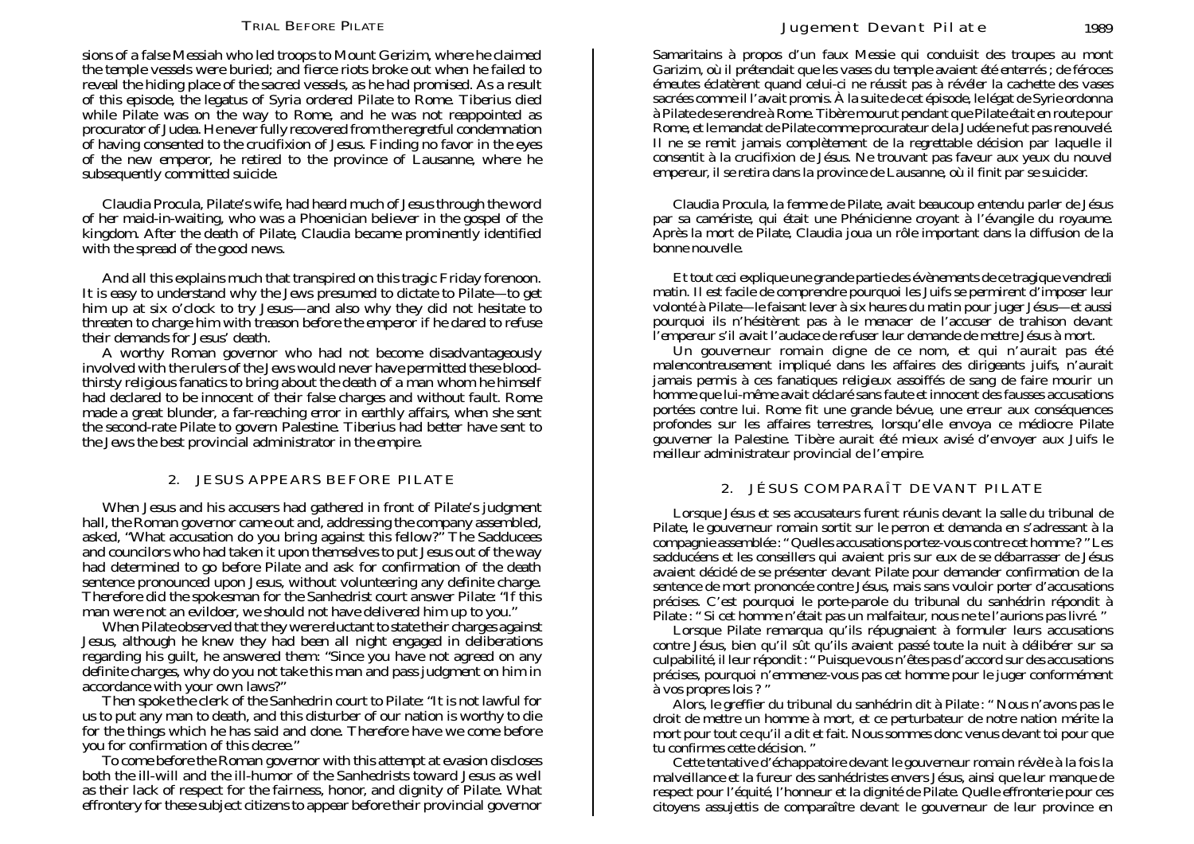sions of a false Messiah who led troops to Mount Gerizim, where he claimed the temple vessels were buried; and fierce riots broke out when he failed to reveal the hiding place of the sacred vessels, as he had promised. As a result of this episode, the legatus of Syria ordered Pilate to Rome. Tiberius died while Pilate was on the way to Rome, and he was not reappointed as procurator of Judea. He never fully recovered from the regretful condemnation of having consented to the crucifixion of Jesus. Finding no favor in the eyes of the new emperor, he retired to the province of Lausanne, where he subsequently committed suicide.

Claudia Procula, Pilate's wife, had heard much of Jesus through the word of her maid-in-waiting, who was a Phoenician believer in the gospel of the kingdom. After the death of Pilate, Claudia became prominently identified with the spread of the good news.

And all this explains much that transpired on this tragic Friday forenoon. It is easy to understand why the Jews presumed to dictate to Pilate—to get him up at six o'clock to try Jesus—and also why they did not hesitate to threaten to charge him with treason before the emperor if he dared to refuse their demands for Jesus' death.

A worthy Roman governor who had not become disadvantageously involved with the rulers of the Jews would never have permitted these bloodthirsty religious fanatics to bring about the death of a man whom he himself had declared to be innocent of their false charges and without fault. Rome made a great blunder, a far-reaching error in earthly affairs, when she sent the second-rate Pilate to govern Palestine. Tiberius had better have sent to the Jews the best provincial administrator in the empire.

## 2. JESUS APPEARS BEFORE PILATE

When Jesus and his accusers had gathered in front of Pilate's judgment hall, the Roman governor came out and, addressing the company assembled, asked, "What accusation do you bring against this fellow?" The Sadducees and councilors who had taken it upon themselves to put Jesus out of the way had determined to go before Pilate and ask for confirmation of the death sentence pronounced upon Jesus, without volunteering any definite charge. Therefore did the spokesman for the Sanhedrist court answer Pilate: "If this man were not an evildoer, we should not have delivered him up to you."

When Pilate observed that they were reluctant to state their charges against Jesus, although he knew they had been all night engaged in deliberations regarding his guilt, he answered them: "Since you have not agreed on any definite charges, why do you not take this man and pass judgment on him in accordance with your own laws?"

Then spoke the clerk of the Sanhedrin court to Pilate: "It is not lawful for us to put any man to death, and this disturber of our nation is worthy to die for the things which he has said and done. Therefore have we come before you for confirmation of this decree."

To come before the Roman governor with this attempt at evasion discloses both the ill-will and the ill-humor of the Sanhedrists toward Jesus as well as their lack of respect for the fairness, honor, and dignity of Pilate. What effrontery for these subject citizens to appear before their provincial governor

Samaritains à propos d'un faux Messie qui conduisit des troupes au mont Garizim, où il prétendait que les vases du temple avaient été enterrés ; de féroces émeutes éclatèrent quand celui-ci ne réussit pas à révéler la cachette des vases sacrées comme il l'avait promis. À la suite de cet épisode, le légat de Syrie ordonna à Pilate de se rendre à Rome. Tibère mourut pendant que Pilate était en route pour Rome, et le mandat de Pilate comme procurateur de la Judée ne fut pas renouvelé. Il ne se remit jamais complètement de la regrettable décision par laquelle il consentit à la crucifixion de Jésus. Ne se trouvant pas faveur aux yeux du nouvel empereur, il se retira dans la province de Lausanne, où il finit par se suicider.

Claudia Procula, la femme de Pilate, avait beaucoup entendu parler de Jésus par sa camériste, qui était une Phénicienne croyant à l'évangile du royaume. Après la mort de Pilate, Claudia joua un rôle important dans la diffusion de la bonne nouvelle.

Et tout ceci explique une grande partie des évènements de ce tragique vendredi matin. Il est facile de comprendre pourquoi les Juifs se permirent d'imposer leur volonté à Pilate—le faisant lever à six heures du matin pour juger Jésus—et aussi pourquoi ils n'hésitèrent pas à le menacer de l'accuser de trahison devant l'empereur s'il avait l'audace de refuser leur demande de mettre Jésus à mort.

Un gouverneur romain digne de ce nom, et qui n'aurait pas été malencontreusement impliqué dans les affaires des dirigeants juifs, n'aurait jamais permis à ces fanatiques religieux assoiffés de sang de faire mourir un homme que lui-même avait déclaré sans faute et innocent des fausses accusations portées contre lui. Rome fit une grande bévue, une erreur aux conséquences profondes sur les affaires terrestres, lorsqu'elle envoya ce médiocre Pilate gouverner la Palestine. Tibère aurait été mieux avisé d'envoyer aux Juifs le meilleur administrateur provincial de l'empire.

## 2. JÉSUS COMPARAÎT DEVANT PILATE

Lorsque Jésus et ses accusateurs furent réunis devant la salle du tribunal de Pilate, le gouverneur romain sortit sur le perron et demanda en s'adressant à la compagnie assemblée : " Quelles accusations portez-vous contre cet homme ? " Les sadducéens et les conseillers qui avaient pris sur eux de se débarrasser de Jésus avaient décidé de se présenter devant Pilate pour demander confirmation de la sentence de mort prononcée contre Jésus, mais sans vouloir porter d'accusations précises. C'est pourquoi le porte-parole du tribunal du sanhédrin répondit à Pilate : " Si cet homme n'était pas un malfaiteur, nous ne te l'aurions pas livré. "

Lorsque Pilate remarqua qu'ils répugnaient à formuler leurs accusations contre Jésus, bien qu'il sût qu'ils avaient passé toute la nuit à délibérer sur sa culpabilité, il leur répondit : " Puisque vous n'êtes pas d'accord sur des accusations précises, pourquoi n'emmenez-vous pas cet homme pour le juger conformément à vos propres lois ? "

Alors, le greffier du tribunal du sanhédrin dit à Pilate : " Nous n'avons pas le droit de mettre un homme à mort, et ce perturbateur de notre nation mérite la mort pour tout ce qu'il a dit et fait. Nous sommes donc venus devant toi pour que tu confirmes cette décision. "

Cette tentative d'échappatoire devant le gouverneur romain révèle à la fois la malveillance et la fureur des sanhédristes envers Jésus, ainsi que leur manque de respect pour l'équité, l'honneur et la dignité de Pilate. Quelle effronterie pour ces citoyens assujettis de comparaître devant le gouverneur de leur province en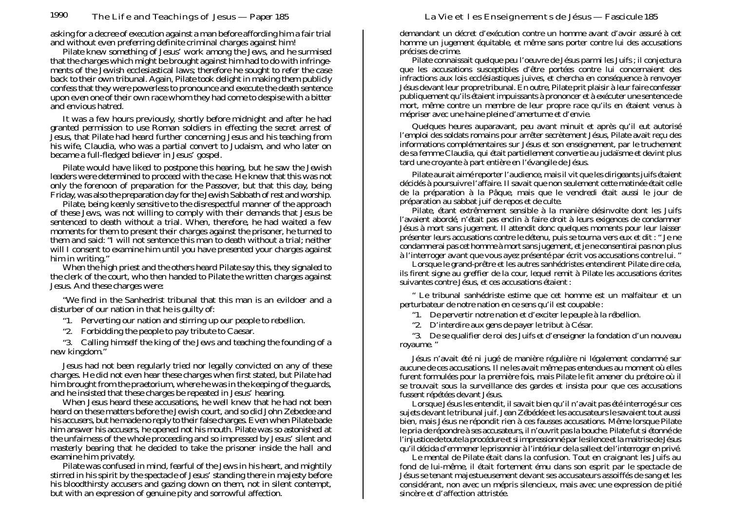asking for a decree of execution against a man before affording him a fair trial and without even preferring definite criminal charges against him!

Pilate knew something of Jesus' work among the Jews, and he surmised that the charges which might be brought against him had to do with infringements of the Jewish ecclesiastical laws; therefore he sought to refer the case back to their own tribunal. Again, Pilate took delight in making them publicly confess that they were powerless to pronounce and execute the death sentence upon even one of their own race whom they had come to despise with a bitter and envious hatred.

It was a few hours previously, shortly before midnight and after he had granted permission to use Roman soldiers in effecting the secret arrest of Jesus, that Pilate had heard further concerning Jesus and his teaching from his wife, Claudia, who was a partial convert to Judaism, and who later on became a full-fledged believer in Jesus' gospel.

Pilate would have liked to postpone this hearing, but he saw the Jewish leaders were determined to proceed with the case. He knew that this was not only the forenoon of preparation for the Passover, but that this day, being Friday, was also the preparation day for the Jewish Sabbath of rest and worship.

Pilate, being keenly sensitive to the disrespectful manner of the approach of these Jews, was not willing to comply with their demands that Jesus be sentenced to death without a trial. When, therefore, he had waited a few moments for them to present their charges against the prisoner, he turned to them and said: "I will not sentence this man to death without a trial; neither will I consent to examine him until you have presented your charges against him in writing."

When the high priest and the others heard Pilate say this, they signaled to the clerk of the court, who then handed to Pilate the written charges against Jesus. And these charges were:

"We find in the Sanhedrist tribunal that this man is an evildoer and a disturber of our nation in that he is guilty of:

"1. Perverting our nation and stirring up our people to rebellion.

"2. Forbidding the people to pay tribute to Caesar.

"3. Calling himself the king of the Jews and teaching the founding of a new kingdom."

Jesus had not been regularly tried nor legally convicted on any of these charges. He did not even hear these charges when first stated, but Pilate had him brought from the praetorium, where he was in the keeping of the guards, and he insisted that these charges be repeated in Jesus' hearing.

When Jesus heard these accusations, he well knew that he had not been heard on these matters before the Jewish court, and so did John Zebedee and his accusers, but he made no reply to their false charges. Even when Pilate bade him answer his accusers, he opened not his mouth. Pilate was so astonished at the unfairness of the whole proceeding and so impressed by Jesus' silent and masterly bearing that he decided to take the prisoner inside the hall and examine him privately.

Pilate was confused in mind, fearful of the Jews in his heart, and mightily stirred in his spirit by the spectacle of Jesus' standing there in majesty before his bloodthirsty accusers and gazing down on them, not in silent contempt, but with an expression of genuine pity and sorrowful affection.

demandant un décret d'exécution contre un homme avant d'avoir assuré à cet homme un jugement équitable, et même sans porter contre lui des accusations précises de crime.

Pilate connaissait quelque peu l'oeuvre de Jésus parmi les Juifs ; il conjectura que les accusations susceptibles d'être portées contre lui concernaient des infractions aux lois ecclésiastiques juives, et chercha en conséquence à renvoyer Jésus devant leur propre tribunal. En outre, Pilate prit plaisir à leur faire confesser publiquement qu'ils étaient impuissants à prononcer et à exécuter une sentence de mort, même contre un membre de leur propre race qu'ils en étaient venus à mépriser avec une haine pleine d'amertume et d'envie.

Quelques heures auparavant, peu avant minuit et après qu'il eut autorisé l'emploi des soldats romains pour arrêter secrètement Jésus, Pilate avait reçu des informations complémentaires sur Jésus et son enseignement, par le truchement de sa femme Claudia, qui était partiellement convertie au judaïsme et devint plus tard une croyante à part entière en l'évangile de Jésus.

Pilate aurait aimé reporter l'audience, mais il vit que les dirigeants juifs étaient décidés à poursuivre l'affaire. Il savait que non seulement cette matinée était celle de la préparation à la Pâque, mais que le vendredi était aussi le jour de préparation au sabbat juif de repos et de culte.

Pilate, étant extrêmement sensible à la manière désinvolte dont les Juifs l'avaient abordé, n'était pas enclin à faire droit à leurs exigences de condamner Jésus à mort sans jugement. Il attendit donc quelques moments pour leur laisser présenter leurs accusations contre le détenu, puis se tourna vers eux et dit : " Je ne condamnerai pas cet homme à mort sans jugement, et je ne consentirai pas non plus à l'interroger avant que vous ayez présenté par écrit vos accusations contre lui. "

Lorsque le grand-prêtre et les autres sanhédristes entendirent Pilate dire cela, ils firent signe au greffier de la cour, lequel remit à Pilate les accusations écrites suivantes contre Jésus, et ces accusations étaient :

" Le tribunal sanhédriste estime que cet homme est un malfaiteur et un perturbateur de notre nation en ce sens qu'il est coupable :

"1. De pervertir notre nation et d'exciter le peuple à la rébellion.

"2. D'interdire aux gens de payer le tribut à César.

"3. De se qualifier de roi des Juifs et d'enseigner la fondation d'un nouveau royaume. "

Jésus n'avait été ni jugé de manière régulière ni légalement condamné sur aucune de ces accusations. Il ne les avait même pas entendues au moment où elles furent formulées pour la première fois, mais Pilate le fit amener du prétoire où il se trouvait sous la surveillance des gardes et insista pour que ces accusations fussent répétées devant Jésus.

Lorsque Jésus les entendit, il savait bien qu'il n'avait pas été interrogé sur ces sujets devant le tribunal juif. Jean Zébédée et les accusateurs le savaient tout aussi bien, mais Jésus ne répondit rien à ces fausses accusations. Même lorsque Pilate le pria de répondre à ses accusateurs, il n'ouvrit pas la bouche. Pilate fut si étonné de l'injustice de toute la procédure et si impressionné par le silence et la maitrise de Jésus qu'il décida d'emmener le prisonnier à l'intérieur de la salle et de l'interroger en privé.

Le mental de Pilate était dans la confusion. Tout en craignant les Juifs au fond de lui-même, il était fortement ému dans son esprit par le spectacle de Jésus se tenant majestueusement devant ses accusateurs assoiffés de sang et les considérant, non avec un mépris silencieux, mais avec une expression de pitié sincère et d'affection attristée.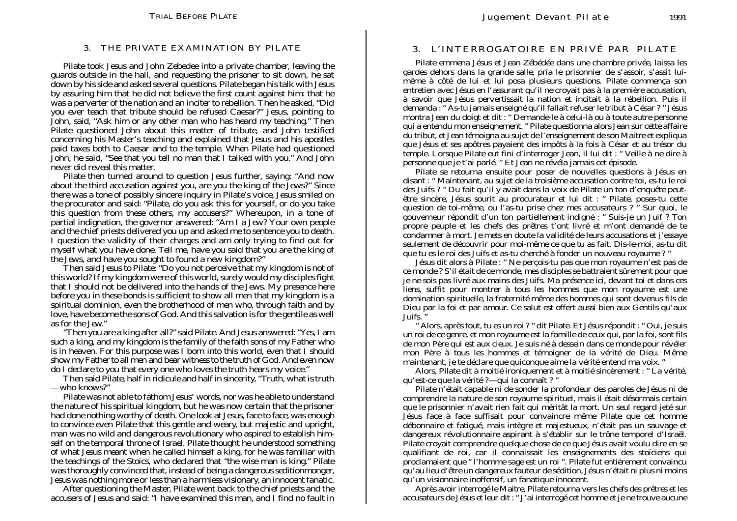## 3. THE PRIVATE EXAMINATION BY PILATE

Pilate took Jesus and John Zebedee into a private chamber, leaving the guards outside in the hall, and requesting the prisoner to sit down, he sat down by his side and asked several questions. Pilate began his talk with Jesus by assuring him that he did not believe the first count against him: that he was a perverter of the nation and an inciter to rebellion. Then he asked, "Did you ever teach that tribute should be refused Caesar?" Jesus, pointing to John, said, "Ask him or any other man who has heard my teaching." Then Pilate questioned John about this matter of tribute, and John testified concerning his Master's teaching and explained that Jesus and his apostles paid taxes both to Caesar and to the temple. When Pilate had questioned John, he said, "See that you tell no man that I talked with you." And John never did reveal this matter.

Pilate then turned around to question Jesus further, saying: "And now about the third accusation against you, are you the king of the Jews?" Since there was a tone of possibly sincere inquiry in Pilate's voice, Jesus smiled on the procurator and said: "Pilate, do you ask this for yourself, or do you take this question from these others, my accusers?" Whereupon, in a tone of partial indignation, the governor answered: "Am I a Jew? Your own people and the chief priests delivered you up and asked me to sentence you to death. I question the validity of their charges and am only trying to find out for myself what you have done. Tell me, have you said that you are the king of the Jews, and have you sought to found a new kingdom?"

Then said Jesus to Pilate: "Do you not perceive that my kingdom is not of this world? If my kingdom were of this world, surely would my disciples fight that I should not be delivered into the hands of the Jews. My presence here before you in these bonds is sufficient to show all men that my kingdom is a spiritual dominion, even the brotherhood of men who, through faith and by love, have become the sons of God. And this salvation is for the gentile as well as for the Jew."

"Then you are a king after all?" said Pilate. And Jesus answered: "Yes, I am such a king, and my kingdom is the family of the faith sons of my Father who is in heaven. For this purpose was I born into this world, even that I should show my Father to all men and bear witness to the truth of God. And even now do I declare to you that every one who loves the truth hears my voice."

Then said Pilate, half in ridicule and half in sincerity, "Truth, what is truth —who knows?"

Pilate was not able to fathom Jesus' words, nor was he able to understand the nature of his spiritual kingdom, but he was now certain that the prisoner had done nothing worthy of death. One look at Jesus, face to face, was enough to convince even Pilate that this gentle and weary, but majestic and upright, man was no wild and dangerous revolutionary who aspired to establish himself on the temporal throne of Israel. Pilate thought he understood something of what Jesus meant when he called himself a king, for he was familiar with the teachings of the Stoics, who declared that "the wise man is king." Pilate was thoroughly convinced that, instead of being a dangerous seditionmonger, Jesus was nothing more or less than a harmless visionary, an innocent fanatic.

After questioning the Master, Pilate went back to the chief priests and the accusers of Jesus and said: "I have examined this man, and I find no fault in

## 3. L'INTERROGATOIRE EN PRIVÉ PAR PILATE

Pilate emmena Jésus et Jean Zébédée dans une chambre privée, laissa les gardes dehors dans la grande salle, pria le prisonnier de s'assoir, s'assit lui-même à côté de lui et lui posa plusieurs questions. Pilate commença son entretien avec Jésus en l'assurant qu'il ne croyait pas à la première accusation, à savoir que Jésus pervertissait la nation et incitait à la rébellion. Puis il demanda : " As-tu jamais enseigné qu'il fallait refuser le tribut à César ? " Jésus montra Jean du doigt et dit : " Demande-le à celui-là ou à toute autre personne qui a entendu mon enseignement. " Pilate questionna alors Jean sur cette affaire du tribut, et Jean témoigna au sujet de l'enseignement de son Maitre et expliqua que Jésus et ses apôtres payaient des impôts à la fois à César et au trésor du temple. Lorsque Pilate eut fini d'interroger Jean, il lui dit : " Veille à ne dire à personne que je t'ai parlé. " Et Jean ne révéla jamais cet épisode.

Pilate se retourna ensuite pour poser de nouvelles questions à Jésus en disant : " Maintenant, au sujet de la troisième accusation contre toi, es-tu le roi des Juifs ? " Du fait qu'il y avait dans la voix de Pilate un ton d'enquête peut-être sincère, Jésus sourit au procurateur et lui dit : " Pilate, poses-tu cette question de toi-même, ou l'as-tu prise chez mes accusateurs ? " Sur quoi, le gouverneur répondit d'un ton partiellement indigné : " Suis-je un Juif ? Ton propre peuple et les chefs des prêtres t'ont livré et m'ont demandé de te condamner à mort. Je mets en doute la validité de leurs accusations et j'essaye seulement de découvrir pour moi-même ce que tu as fait. Dis-le-moi, as-tu dit que tu es le roi des Juifs et as-tu cherché à fonder un nouveau royaume ? "

Jésus dit alors à Pilate : " Ne perçois-tu pas que mon royaume n'est pas de ce monde ? S'il était de ce monde, mes disciples se battraient sûrement pour que je ne sois pas livré aux mains des Juifs. Ma présence ici, devant toi et dans ces liens, suffit pour montrer à tous les hommes que mon royaume est une domination spirituelle, la fraternité même des hommes qui sont devenus fils de Dieu par la foi et par amour. Ce salut est offert aussi bien aux Gentils qu'aux Juifs. "

" Alors, après tout, tu es un roi ? " dit Pilate. Et Jésus répondit : " Oui, je suis un roi de ce genre, et mon royaume est la famille de ceux qui, par la foi, sont fils de mon Père qui est aux cieux. Je suis né à dessein dans ce monde pour révéler mon Père à tous les hommes et témoigner de la vérité de Dieu. Même maintenant, je te déclare que quiconque aime la vérité entend ma voix. "

Alors, Pilate dit à moitié ironiquement et à moitié sincèrement : " La vérité, qu'est-ce que la vérité ?—qui la connaît ? "

Pilate n'était capable ni de sonder la profondeur des paroles de Jésus ni de comprendre la nature de son royaume spirituel, mais il était désormais certain que le prisonnier n'avait rien fait qui méritât la mort. Un seul regard jeté sur Jésus face à face suffisait pour convaincre même Pilate que cet homme débonnaire et fatigué, mais intègre et majestueux, n'était pas un sauvage et dangereux révolutionnaire aspirant à s'établir sur le trône temporel d'Israël. Pilate croyait comprendre quelque chose de ce que Jésus avait voulu dire en se qualifiant de roi, car il connaissait les enseignements des stoïciens qui proclamaient que " l'homme sage est un roi ". Pilate fut entièrement convaincu qu'au lieu d'être un dangereux fauteur de sédition, Jésus n'était ni plus ni moins qu'un visionnaire inoffensif, un fanatique innocent.

Après avoir interrogé le Maitre, Pilate retourna vers les chefs des prêtres et les accusateurs de Jésus et leur dit : " J'ai interrogé cet homme et je ne trouve aucune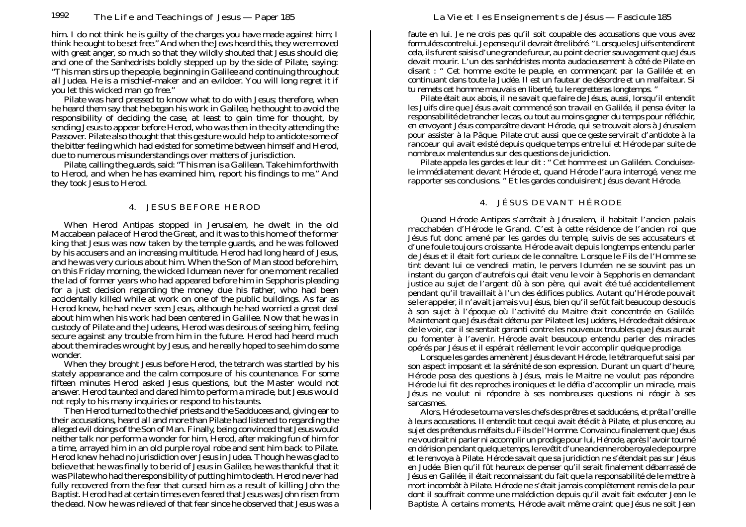him. I do not think he is guilty of the charges you have made against him; I think he ought to be set free." And when the Jews heard this, they were moved with great anger, so much so that they wildly shouted that Jesus should die; and one of the Sanhedrists boldly stepped up by the side of Pilate, saying: "This man stirs up the people, beginning in Galilee and continuing throughout all Judea. He is a mischief-maker and an evildoer. You will long regret it if you let this wicked man go free."

Pilate was hard pressed to know what to do with Jesus; therefore, when he heard them say that he began his work in Galilee, he thought to avoid the responsibility of deciding the case, at least to gain time for thought, by sending Jesus to appear before Herod, who was then in the city attending the Passover. Pilate also thought that this gesture would help to antidote some of the bitter feeling which had existed for some time between himself and Herod, due to numerous misunderstandings over matters of jurisdiction.

Pilate, calling the guards, said: "This man is a Galilean. Take him forthwith to Herod, and when he has examined him, report his findings to me." And they took Jesus to Herod.

## 4. JESUS BEFORE HEROD

When Herod Antipas stopped in Jerusalem, he dwelt in the old Maccabean palace of Herod the Great, and it was to this home of the former king that Jesus was now taken by the temple guards, and he was followed by his accusers and an increasing multitude. Herod had long heard of Jesus, and he was very curious about him. When the Son of Man stood before him, on this Friday morning, the wicked Idumean never for one moment recalled the lad of former years who had appeared before him in Sepphoris pleading for a just decision regarding the money due his father, who had been accidentally killed while at work on one of the public buildings. As far as Herod knew, he had never seen Jesus, although he had worried a great deal about him when his work had been centered in Galilee. Now that he was in custody of Pilate and the Judeans, Herod was desirous of seeing him, feeling secure against any trouble from him in the future. Herod had heard much about the miracles wrought by Jesus, and he really hoped to see him do some wonder.

When they brought Jesus before Herod, the tetrarch was startled by his stately appearance and the calm composure of his countenance. For some fifteen minutes Herod asked Jesus questions, but the Master would not answer. Herod taunted and dared him to perform a miracle, but Jesus would not reply to his many inquiries or respond to his taunts.

Then Herod turned to the chief priests and the Sadducees and, giving ear to their accusations, heard all and more than Pilate had listened to regarding the alleged evil doings of the Son of Man. Finally, being convinced that Jesus would neither talk nor perform a wonder for him, Herod, after making fun of him for a time, arrayed him in an old purple royal robe and sent him back to Pilate. Herod knew he had no jurisdiction over Jesus in Judea. Though he was glad to believe that he was finally to be rid of Jesus in Galilee, he was thankful that it was Pilate who had the responsibility of putting him to death. Herod never had fully recovered from the fear that cursed him as a result of killing John the Baptist. Herod had at certain times even feared that Jesus was John risen from the dead. Now he was relieved of that fear since he observed that Jesus was a

faute en lui. Je ne crois pas qu'il soit coupable des accusations que vous avez formulées contre lui. Je pense qu'il devrait être libéré. " Lorsque les Juifs entendirent cela, ils furent saisis d'une grande fureur, au point de crier sauvagement que Jésus devait mourir. L'un des sanhédristes monta audacieusement à côté de Pilate en disant : " Cet homme excite le peuple, en commençant par la Galilée et en continuant dans toute la Judée. Il est un fauteur de désordre et un malfaiteur. Si tu remets cet homme mauvais en liberté, tu le regretteras longtemps. "

Pilate était aux abois, il ne savait que faire de Jésus, aussi, lorsqu'il entendit les Juifs dire que Jésus avait commencé son travail en Galilée, il pensa éviter la responsabilité de trancher le cas, ou tout au moins gagner du temps pour réfléchir, en envoyant Jésus comparaître devant Hérode, qui se trouvait alors à Jérusalem pour assister à la Pâque. Pilate crut aussi que ce geste servirait d'antidote à la rancoeur qui avait existé depuis quelque temps entre lui et Hérode par suite de nombreux malentendus sur des questions de juridiction.

Pilate appela les gardes et leur dit : " Cet homme est un Galiléen. Conduisez-le immédiatement devant Hérode et, quand Hérode l'aura interrogé, venez me rapporter ses conclusions. " Et les gardes conduisirent Jésus devant Hérode.

## 4. JÉSUS DEVANT HÉRODE

Quand Hérode Antipas s'arrêtait à Jérusalem, il habitait l'ancien palais macchabéen d'Hérode le Grand. C'est à cette résidence de l'ancien roi que Jésus fut donc amené par les gardes du temple, suivis de ses accusateurs et d'une foule toujours croissante. Hérode avait depuis longtemps entendu parler de Jésus et il était fort curieux de le connaître. Lorsque le Fils de l'Homme se tint devant lui ce vendredi matin, le pervers Iduméen ne se souvint pas un instant du garçon d'autrefois qui était venu le voir à Sepphoris en demandant justice au sujet de l'argent dû à son père, qui avait été tué accidentellement pendant qu'il travaillait à l'un des édifices publics. Autant qu'Hérode pouvait se le rappeler, il n'avait jamais vu Jésus, bien qu'il se fût fait beaucoup de soucis à son sujet à l'époque où l'activité du Maitre était concentrée en Galilée. Maintenant que Jésus était détenu par Pilate et les Judéens, Hérode était désireux de le voir, car il se sentait garanti contre les nouveaux troubles que Jésus aurait pu fomenter à l'avenir. Hérode avait beaucoup entendu parler des miracles opérés par Jésus et il espérait réellement le voir accomplir quelque prodige.

Lorsque les gardes amenèrent Jésus devant Hérode, le tétrarque fut saisi par son aspect imposant et la sérénité de son expression. Durant un quart d'heure, Hérode posa des questions à Jésus, mais le Maitre ne voulut pas répondre. Hérode lui fit des reproches ironiques et le défia d'accomplir un miracle, mais Jésus ne voulut ni répondre à ses nombreuses questions ni réagir à ses sarcasmes.

Alors, Hérode se tourna vers les chefs des prêtres et saddducéens, et prêta l'oreille à leurs accusations. Il entendit tout ce qui avait été dit à Pilate, et plus encore, au sujet des prétendus méfaits du Fils de l'Homme. Convaincu finalement que Jésus ne voudrait ni parler ni accomplir un prodige pour lui, Hérode, après l'avoir tourné en dérision pendant quelque temps, le revêtit d'une ancienne robe royale de pourpre et le renvoya à Pilate. Hérode savait que sa juridiction ne s'étendait pas sur Jésus en Judée. Bien qu'il fût heureux de penser qu'il serait finalement débarrassé de Jésus en Galilée, il était reconnaissant du fait que la responsabilité de le mettre à mort incombât à Pilate. Hérode ne s'était jamais complètement remis de la peur dont il souffrait comme une malédiction depuis qu'il avait fait exécuter Jean le Baptiste. À certains moments, Hérode avait même craint que Jésus ne soit Jean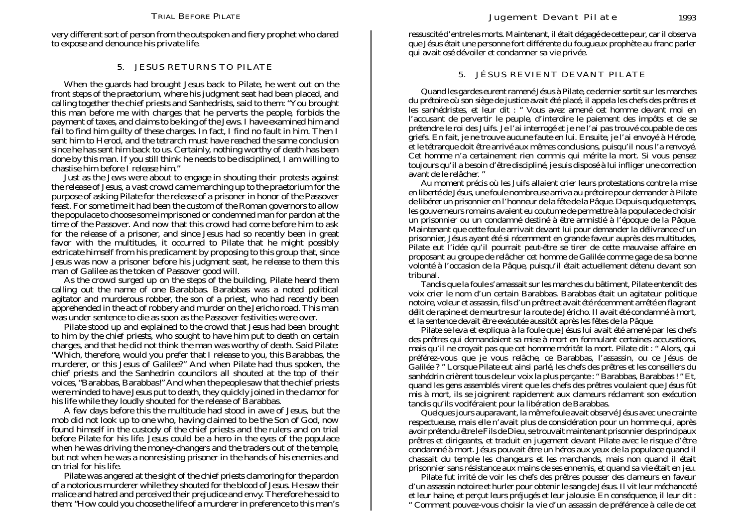very different sort of person from the outspoken and fiery prophet who dared to expose and denounce his private life.

## 5. JESUS RETURNS TO PILATE

When the guards had brought Jesus back to Pilate, he went out on the front steps of the praetorium, where his judgment seat had been placed, and calling together the chief priests and Sanhedrists, said to them: "You brought this man before me with charges that he perverts the people, forbids the payment of taxes, and claims to be king of the Jews. I have examined him and fail to find him guilty of these charges. In fact, I find no fault in him. Then I sent him to Herod, and the tetrarch must have reached the same conclusion since he has sent him back to us. Certainly, nothing worthy of death has been done by this man. If you still think he needs to be disciplined, I am willing to chastise him before I release him."

Just as the Jews were about to engage in shouting their protests against the release of Jesus, a vast crowd came marching up to the praetorium for the purpose of asking Pilate for the release of a prisoner in honor of the Passover feast. For some time it had been the custom of the Roman governors to allow the populace to choose some imprisoned or condemned man for pardon at the time of the Passover. And now that this crowd had come before him to ask for the release of a prisoner, and since Jesus had so recently been in great favor with the multitudes, it occurred to Pilate that he might possibly extricate himself from his predicament by proposing to this group that, since Jesus was now a prisoner before his judgment seat, he release to them this man of Galilee as the token of Passover good will.

As the crowd surged up on the steps of the building, Pilate heard them calling out the name of one Barabbas. Barabbas was a noted political agitator and murderous robber, the son of a priest, who had recently been apprehended in the act of robbery and murder on the Jericho road. This man was under sentence to die as soon as the Passover festivities were over.

Pilate stood up and explained to the crowd that Jesus had been brought to him by the chief priests, who sought to have him put to death on certain charges, and that he did not think the man was worthy of death. Said Pilate: "Which, therefore, would you prefer that I release to you, this Barabbas, the murderer, or this Jesus of Galilee?" And when Pilate had thus spoken, the chief priests and the Sanhedrin councilors all shouted at the top of their voices, "Barabbas, Barabbas!" And when the people saw that the chief priests were minded to have Jesus put to death, they quickly joined in the clamor for his life while they loudly shouted for the release of Barabbas.

A few days before this the multitude had stood in awe of Jesus, but the mob did not look up to one who, having claimed to be the Son of God, now found himself in the custody of the chief priests and the rulers and on trial before Pilate for his life. Jesus could be a hero in the eyes of the populace when he was driving the money-changers and the traders out of the temple, but not when he was a nonresisting prisoner in the hands of his enemies and on trial for his life.

Pilate was angered at the sight of the chief priests clamoring for the pardon of a notorious murderer while they shouted for the blood of Jesus. He saw their malice and hatred and perceived their prejudice and envy. Therefore he said to them: "How could you choose the life of a murderer in preference to this man's

ressuscité d'entre les morts. Maintenant, il était dégagé de cette peur, car il observa que Jésus était une personne fort différente du fougueux prophète au franc parler qui avait osé dévoiler et condamner sa vie privée.

## 5. JÉSUS REVIENT DEVANT PILATE

Quand les gardes eurent ramené Jésus à Pilate, ce dernier sortit sur les marches du prétoire où son siège de justice avait été placé, il appela les chefs des prêtres et les sanhédristes, et leur dit : " Vous avez amené cet homme devant moi en l'accusant de pervertir le peuple, d'interdire le paiement des impôts et de se prétendre le roi des Juifs. Je l'ai interrogé et je ne l'ai pas trouvé coupable de ces griefs. En fait, je ne trouve aucune faute en lui. Ensuite, je l'ai envoyé à Hérode, et le tétrarque doit être arrivé aux mêmes conclusions, puisqu'il nous l'a renvoyé. Cet homme n'a certainement rien commis qui mérite la mort. Si vous pensez toujours qu'il a besoin d'être discipliné, je suis disposé à lui infliger une correction avant de le relâcher. "

Au moment précis où les Juifs allaient crier leurs protestations contre la mise en liberté de Jésus, une foule nombreuse arriva au prétoire pour demander à Pilate de libérer un prisonnier en l'honneur de la fête de la Pâque. Depuis quelque temps, les gouverneurs romains avaient eu coutume de permettre à la populace de choisir un prisonnier ou un condamné destiné à être amnistié à l'époque de la Pâque. Maintenant que cette foule arrivait devant lui pour demander la délivrance d'un prisonnier, Jésus ayant été si récemment en grande faveur auprès des multitudes, Pilate eut l'idée qu'il pourrait peut-être se tirer de cette mauvaise affaire en proposant au groupe de relâcher cet homme de Galilée comme gage de sa bonne volonté à l'occasion de la Pâque, puisqu'il était actuellement détenu devant son tribunal.

Tandis que la foule s'amassait sur les marches du bâtiment, Pilate entendit des voix crier le nom d'un certain Barabbas. Barabbas était un agitateur politique notoire, voleur et assassin, fils d'un prêtre et avait été récemment arrêté en flagrant délit de rapine et de meurtre sur la route de Jéricho. Il avait été condamné à mort, et la sentence devait être exécutée aussitôt après les fêtes de la Pâque.

Pilate se leva et expliqua à la foule que Jésus lui avait été amené par les chefs des prêtres qui demandaient sa mise à mort en formulant certaines accusations, mais qu'il ne croyait pas que cet homme méritât la mort. Pilate dit : " Alors, qui préférez-vous que je vous relâche, ce Barabbas, l'assassin, ou ce Jésus de Galilée ? " Lorsque Pilate eut ainsi parlé, les chefs des prêtres et les conseillers du sanhédrin crièrent tous de leur voix la plus perçante : " Barabbas, Barabbas ! " Et, quand les gens assemblés virent que les chefs des prêtres voulaient que Jésus fût mis à mort, ils se joignirent rapidement aux clameurs réclamant son exécution tandis qu'ils vociféraient pour la libération de Barabbas.

Quelques jours auparavant, la même foule avait observé Jésus avec une crainte respectueuse, mais elle n'avait plus de considération pour un homme qui, après avoir prétendu être le Fils de Dieu, se trouvait maintenant prisonnier des principaux prêtres et dirigeants, et traduit en jugement devant Pilate avec le risque d'être condamné à mort. Jésus pouvait être un héros aux yeux de la populace quand il chassait du temple les changeurs et les marchands, mais non quand il était prisonnier sans résistance aux mains de ses ennemis, et quand sa vie était en jeu.

Pilate fut irrité de voir les chefs des prêtres pousser des clameurs en faveur d'un assassin notoire et hurler pour obtenir le sang de Jésus. Il vit leur méchanceté et leur haine, et perçut leurs préjugés et leur jalousie. En conséquence, il leur dit : " Comment pouvez-vous choisir la vie d'un assassin de préférence à celle de cet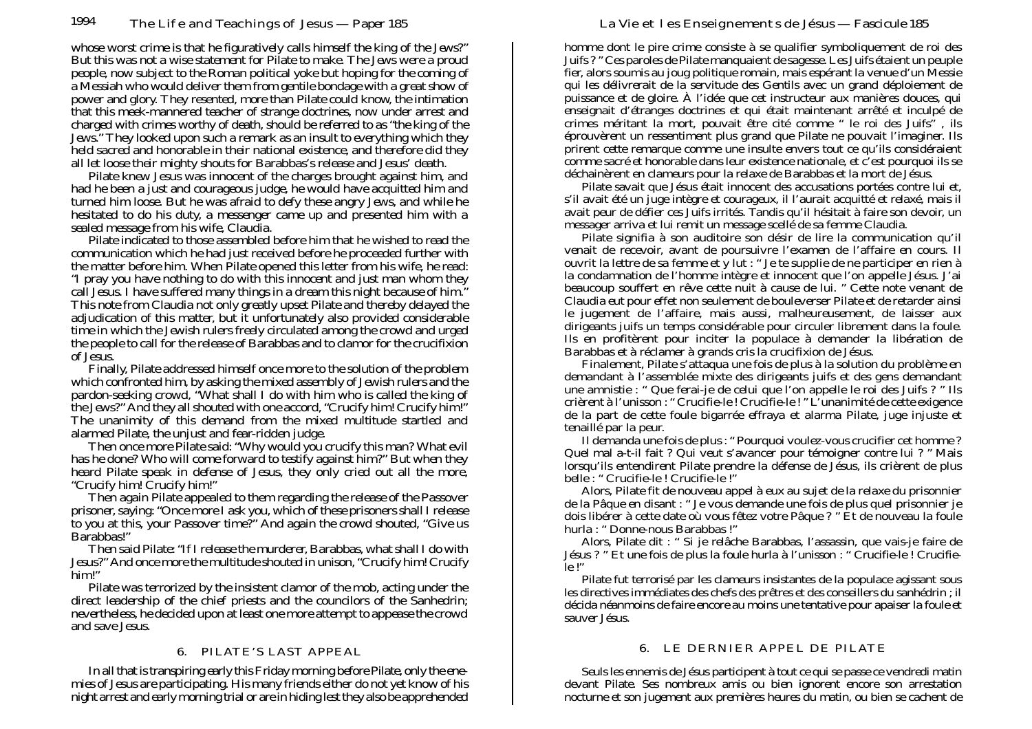whose worst crime is that he figuratively calls himself the king of the Jews?" But this was not a wise statement for Pilate to make. The Jews were a proud people, now subject to the Roman political yoke but hoping for the coming of a Messiah who would deliver them from gentile bondage with a great show of power and glory. They resented, more than Pilate could know, the intimation that this meek-mannered teacher of strange doctrines, now under arrest and charged with crimes worthy of death, should be referred to as "the king of the Jews." They looked upon such a remark as an insult to everything which they held sacred and honorable in their national existence, and therefore did they all let loose their mighty shouts for Barabbas's release and Jesus' death.

Pilate knew Jesus was innocent of the charges brought against him, and had he been a just and courageous judge, he would have acquitted him and turned him loose. But he was afraid to defy these angry Jews, and while he hesitated to do his duty, a messenger came up and presented him with a sealed message from his wife, Claudia.

Pilate indicated to those assembled before him that he wished to read the communication which he had just received before he proceeded further with the matter before him. When Pilate opened this letter from his wife, he read: "I pray you have nothing to do with this innocent and just man whom they call Jesus. I have suffered many things in a dream this night because of him." This note from Claudia not only greatly upset Pilate and thereby delayed the adjudication of this matter, but it unfortunately also provided considerable time in which the Jewish rulers freely circulated among the crowd and urged the people to call for the release of Barabbas and to clamor for the crucifixion of Jesus.

Finally, Pilate addressed himself once more to the solution of the problem which confronted him, by asking the mixed assembly of Jewish rulers and the pardon-seeking crowd, "What shall I do with him who is called the king of the Jews?" And they all shouted with one accord, "Crucify him! Crucify him!" The unanimity of this demand from the mixed multitude startled and alarmed Pilate, the unjust and fear-ridden judge.

Then once more Pilate said: "Why would you crucify this man? What evil has he done? Who will come forward to testify against him?" But when they heard Pilate speak in defense of Jesus, they only cried out all the more, "Crucify him! Crucify him!"

Then again Pilate appealed to them regarding the release of the Passover prisoner, saying: "Once more I ask you, which of these prisoners shall I release to you at this, your Passover time?" And again the crowd shouted, "Give us Barabbas!"

Then said Pilate: "If I release the murderer, Barabbas, what shall I do with Jesus?" And once more the multitude shouted in unison, "Crucify him! Crucify him!"

Pilate was terrorized by the insistent clamor of the mob, acting under the direct leadership of the chief priests and the councilors of the Sanhedrin; nevertheless, he decided upon at least one more attempt to appease the crowd and save Jesus.

## 6. PILATE'S LAST APPEAL

In all that is transpiring early this Friday morning before Pilate, only the enemies of Jesus are participating. His many friends either do not yet know of his night arrest and early morning trial or are in hiding lest they also be apprehended

---

homme dont le pire crime consiste à se qualifier symboliquement de roi des Juifs ? " Ces paroles de Pilate manquaient de sagesse. Les Juifs étaient un peuple fier, alors soumis au joug politique romain, mais espérant la venue d'un Messie qui les délivrerait de la servitude des Gentils avec un grand déploiement de puissance et de gloire. À l'idée que cet instructeur aux manières douces, qui enseignait d'étranges doctrines et qui était maintenant arrêté et inculpé de crimes méritant la mort, pouvait être cité comme " le roi des Juifs" , ils éprouvèrent un ressentiment plus grand que Pilate ne pouvait l'imaginer. Ils prirent cette remarque comme une insulte envers tout ce qu'ils considéraient comme sacré et honorable dans leur existence nationale, et c'est pourquoi ils se déchaînèrent en clameurs pour la relaxe de Barabbas et la mort de Jésus.

Pilate savait que Jésus était innocent des accusations portées contre lui et, s'il avait été un juge intègre et courageux, il l'aurait acquitté et relaxé, mais il avait peur de défier ces Juifs irrités. Tandis qu'il hésitait à faire son devoir, un messager arriva et lui remit un message scellé de sa femme Claudia.

Pilate signifia à son auditoire son désir de lire la communication qu'il venait de recevoir, avant de poursuivre l'examen de l'affaire en cours. Il ouvrit la lettre de sa femme et y lut : " Je te supplie de ne participer en rien à la condamnation de l'homme intègre et innocent que l'on appelle Jésus. J'ai beaucoup souffert en rêve cette nuit à cause de lui. " Cette note venant de Claudia eut pour effet non seulement de bouleverser Pilate et de retarder ainsi le jugement de l'affaire, mais aussi, malheureusement, de laisser aux dirigeants juifs un temps considérable pour circuler librement dans la foule. Ils en profitèrent pour inciter la populace à demander la libération de Barabbas et à réclamer à grands cris la crucifixion de Jésus.

Finalement, Pilate s'attaqua une fois de plus à la solution du problème en demandant à l'assemblée mixte des dirigeants juifs et des gens demandant une amnistie : " Que ferai-je de celui que l'on appelle le roi des Juifs ? " Ils crièrent à l'unisson : " Crucifie-le ! Crucifie-le ! " L'unanimité de cette exigence de la part de cette foule bigarrée effraya et alarma Pilate, juge injuste et tenaillé par la peur.

Il demanda une fois de plus : " Pourquoi voulez-vous crucifier cet homme ? Quel mal a-t-il fait ? Qui veut s'avancer pour témoigner contre lui ? " Mais lorsqu'ils entendirent Pilate prendre la défense de Jésus, ils crièrent de plus belle : " Crucifie-le ! Crucifie-le !"

Alors, Pilate fit de nouveau appel à eux au sujet de la relaxe du prisonnier de la Pâque en disant : " Je vous demande une fois de plus quel prisonnier je dois libérer à cette date où vous fêtez votre Pâque ? " Et de nouveau la foule hurla : " Donne-nous Barabbas !"

Alors, Pilate dit : " Si je relâche Barabbas, l'assassin, que vais-je faire de Jésus ? " Et une fois de plus la foule hurla à l'unisson : " Crucifie-le ! Crucifie-le !"

Pilate fut terrorisé par les clameurs insistantes de la populace agissant sous les directives immédiates des chefs des prêtres et des conseillers du sanhédrin ; il décida néanmoins de faire encore au moins une tentative pour apaiser la foule et sauver Jésus.

## 6. LE DERNIER APPEL DE PILATE

Seuls les ennemis de Jésus participent à tout ce qui se passe ce vendredi matin devant Pilate. Ses nombreux amis ou bien ignorent encore son arrestation nocturne et son jugement aux premières heures du matin, ou bien se cachent de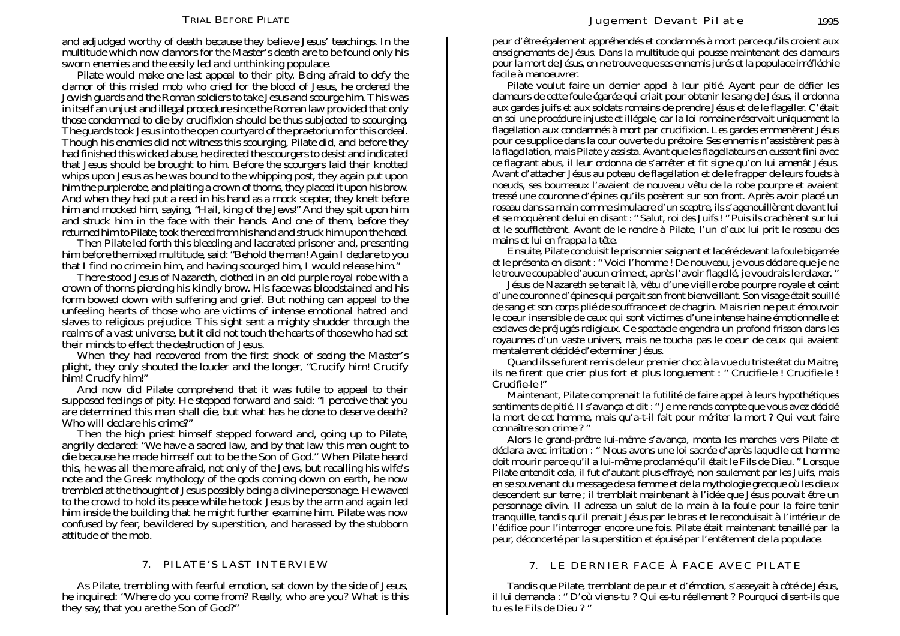and adjudged worthy of death because they believe Jesus' teachings. In the multitude which now clamors for the Master's death are to be found only his sworn enemies and the easily led and unthinking populace.

Pilate would make one last appeal to their pity. Being afraid to defy the clamor of this misled mob who cried for the blood of Jesus, he ordered the Jewish guards and the Roman soldiers to take Jesus and scourge him. This was in itself an unjust and illegal procedure since the Roman law provided that only those condemned to die by crucifixion should be thus subjected to scourging. The guards took Jesus into the open courtyard of the praetorium for this ordeal. Though his enemies did not witness this scourging, Pilate did, and before they had finished this wicked abuse, he directed the scourgers to desist and indicated that Jesus should be brought to him. Before the scourgers laid their knotted whips upon Jesus as he was bound to the whipping post, they again put upon him the purple robe, and plaiting a crown of thorns, they placed it upon his brow. And when they had put a reed in his hand as a mock scepter, they knelt before him and mocked him, saying, "Hail, king of the Jews!" And they spit upon him and struck him in the face with their hands. And one of them, before they returned him to Pilate, took the reed from his hand and struck him upon the head.

Then Pilate led forth this bleeding and lacerated prisoner and, presenting him before the mixed multitude, said: "Behold the man! Again I declare to you that I find no crime in him, and having scourged him, I would release him."

There stood Jesus of Nazareth, clothed in an old purple royal robe with a crown of thorns piercing his kindly brow. His face was bloodstained and his form bowed down with suffering and grief. But nothing can appeal to the unfeeling hearts of those who are victims of intense emotional hatred and slaves to religious prejudice. This sight sent a mighty shudder through the realms of a vast universe, but it did not touch the hearts of those who had set their minds to effect the destruction of Jesus.

When they had recovered from the first shock of seeing the Master's plight, they only shouted the louder and the longer, "Crucify him! Crucify him! Crucify him!"

And now did Pilate comprehend that it was futile to appeal to their supposed feelings of pity. He stepped forward and said: "I perceive that you are determined this man shall die, but what has he done to deserve death? Who will declare his crime?"

Then the high priest himself stepped forward and, going up to Pilate, angrily declared: "We have a sacred law, and by that law this man ought to die because he made himself out to be the Son of God." When Pilate heard this, he was all the more afraid, not only of the Jews, but recalling his wife's note and the Greek mythology of the gods coming down on earth, he now trembled at the thought of Jesus possibly being a divine personage. He waved to the crowd to hold its peace while he took Jesus by the arm and again led him inside the building that he might further examine him. Pilate was now confused by fear, bewildered by superstition, and harassed by the stubborn attitude of the mob.

## 7. PILATE'S LAST INTERVIEW

As Pilate, trembling with fearful emotion, sat down by the side of Jesus, he inquired: "Where do you come from? Really, who are you? What is this they say, that you are the Son of God?"

peur d'être également appréhendés et condamnés à mort parce qu'ils croient aux enseignements de Jésus. Dans la multitude qui pousse maintenant des clameurs pour la mort de Jésus, on ne trouve que ses ennemis jurés et la populace irréfléchie facile à manoeuvrer.

Pilate voulut faire un dernier appel à leur pitié. Ayant peur de défier les clameurs de cette foule égarée qui criait pour obtenir le sang de Jésus, il ordonna aux gardes juifs et aux soldats romains de prendre Jésus et de le flageller. C'était en soi une procédure injuste et illégale, car la loi romaine réservait uniquement la flagellation aux condamnés à mort par crucifixion. Les gardes emmenèrent Jésus pour ce supplice dans la cour ouverte du prétoire. Ses ennemis n'assistèrent pas à la flagellation, mais Pilate y assista. Avant que les flagellateurs en eussent fini avec ce flagrant abus, il leur ordonna de s'arrêter et fit signe qu'on lui amenât Jésus. Avant d'attacher Jésus au poteau de flagellation et de le frapper de leurs fouets à noeuds, ses bourreaux l'avaient de nouveau vêtu de la robe pourpre et avaient tressé une couronne d'épines qu'ils posèrent sur son front. Après avoir placé un roseau dans sa main comme simulacre d'un sceptre, ils s'agenouillèrent devant lui et se moquèrent de lui en disant : " Salut, roi des Juifs ! " Puis ils crachèrent sur lui et le souffletèrent. Avant de le rendre à Pilate, l'un d'eux lui prit le roseau des mains et lui en frappa la tête.

Ensuite, Pilate conduisit le prisonnier saignant et lacéré devant la foule bigarrée et le présenta en disant : " Voici l'homme ! De nouveau, je vous déclare que je ne le trouve coupable d'aucun crime et, après l'avoir flagellé, je voudrais le relaxer. "

Jésus de Nazareth se tenait là, vêtu d'une vieille robe pourpre royale et ceint d'une couronne d'épines qui perçait son front bienveillant. Son visage était souillé de sang et son corps plié de souffrance et de chagrin. Mais rien ne peut émouvoir le coeur insensible de ceux qui sont victimes d'une intense haine émotionnelle et esclaves de préjugés religieux. Ce spectacle engendra un profond frisson dans les royaumes d'un vaste univers, mais ne toucha pas le coeur de ceux qui avaient mentalement décidé d'exterminer Jésus.

Quand ils se furent remis de leur premier choc à la vue du triste état du Maitre, ils ne firent que crier plus fort et plus longuement : " Crucifie-le ! Crucifie-le ! Crucifie-le !"

Maintenant, Pilate comprenait la futilité de faire appel à leurs hypothétiques sentiments de pitié. Il s'avança et dit : " Je me rends compte que vous avez décidé la mort de cet homme, mais qu'a-t-il fait pour mériter la mort ? Qui veut faire connaître son crime ? "

Alors le grand-prêtre lui-même s'avança, monta les marches vers Pilate et déclara avec irritation : " Nous avons une loi sacrée d'après laquelle cet homme doit mourir parce qu'il a lui-même proclamé qu'il était le Fils de Dieu. " Lorsque Pilate entendit cela, il fut d'autant plus effrayé, non seulement par les Juifs, mais en se souvenant du message de sa femme et de la mythologie grecque où les dieux descendent sur terre ; il tremblait maintenant à l'idée que Jésus pouvait être un personnage divin. Il adressa un salut de la main à la foule pour la faire tenir tranquille, tandis qu'il prenait Jésus par le bras et le reconduisait à l'intérieur de l'édifice pour l'interroger encore une fois. Pilate était maintenant tenaillé par la peur, déconcerté par la superstition et épuisé par l'entêtement de la populace.

## 7. LE DERNIER FACE À FACE AVEC PILATE

Tandis que Pilate, tremblant de peur et d'émotion, s'asseyait à côté de Jésus, il lui demanda : " D'où viens-tu ? Qui es-tu réellement ? Pourquoi disent-ils que tu es le Fils de Dieu ? "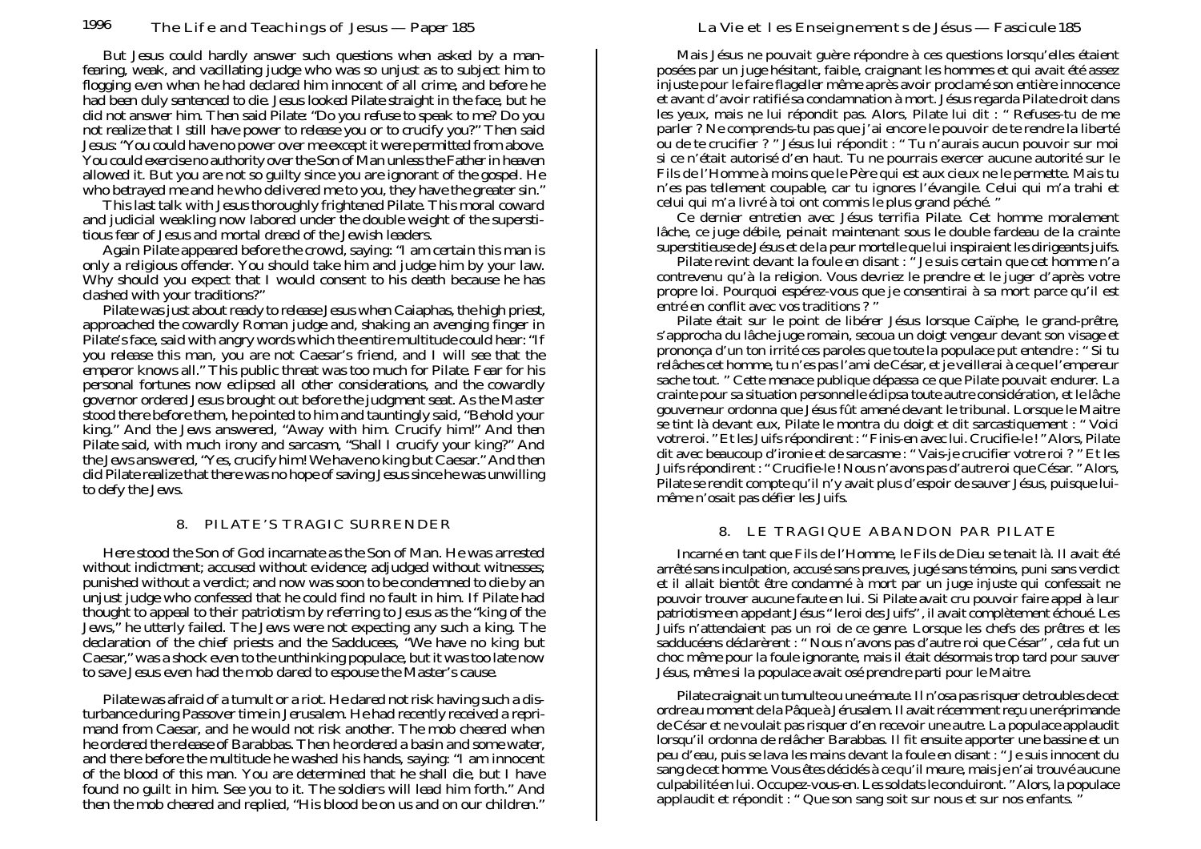But Jesus could hardly answer such questions when asked by a man-fearing, weak, and vacillating judge who was so unjust as to subject him to flogging even when he had declared him innocent of all crime, and before he had been duly sentenced to die. Jesus looked Pilate straight in the face, but he did not answer him. Then said Pilate: "Do you refuse to speak to me? Do you not realize that I still have power to release you or to crucify you?" Then said Jesus: "You could have no power over me except it were permitted from above. You could exercise no authority over the Son of Man unless the Father in heaven allowed it. But you are not so guilty since you are ignorant of the gospel. He who betrayed me and he who delivered me to you, they have the greater sin."

This last talk with Jesus thoroughly frightened Pilate. This moral coward and judicial weakling now labored under the double weight of the superstitious fear of Jesus and mortal dread of the Jewish leaders.

Again Pilate appeared before the crowd, saying: "I am certain this man is only a religious offender. You should take him and judge him by your law. Why should you expect that I would consent to his death because he has clashed with your traditions?"

Pilate was just about ready to release Jesus when Caiaphas, the high priest, approached the cowardly Roman judge and, shaking an avenging finger in Pilate's face, said with angry words which the entire multitude could hear: "If you release this man, you are not Caesar's friend, and I will see that the emperor knows all." This public threat was too much for Pilate. Fear for his personal fortunes now eclipsed all other considerations, and the cowardly governor ordered Jesus brought out before the judgment seat. As the Master stood there before them, he pointed to him and tauntingly said, "Behold your king." And the Jews answered, "Away with him. Crucify him!" And then Pilate said, with much irony and sarcasm, "Shall I crucify your king?" And the Jews answered, "Yes, crucify him! We have no king but Caesar." And then did Pilate realize that there was no hope of saving Jesus since he was unwilling to defy the Jews.

## 8. PILATE'S TRAGIC SURRENDER

Here stood the Son of God incarnate as the Son of Man. He was arrested without indictment; accused without evidence; adjudged without witnesses; punished without a verdict; and now was soon to be condemned to die by an unjust judge who confessed that he could find no fault in him. If Pilate had thought to appeal to their patriotism by referring to Jesus as the "king of the Jews," he utterly failed. The Jews were not expecting any such a king. The declaration of the chief priests and the Sadducees, "We have no king but Caesar," was a shock even to the unthinking populace, but it was too late now to save Jesus even had the mob dared to espouse the Master's cause.

Pilate was afraid of a tumult or a riot. He dared not risk having such a disturbance during Passover time in Jerusalem. He had recently received a reprimand from Caesar, and he would not risk another. The mob cheered when he ordered the release of Barabbas. Then he ordered a basin and some water, and there before the multitude he washed his hands, saying: "I am innocent of the blood of this man. You are determined that he shall die, but I have found no guilt in him. See you to it. The soldiers will lead him forth." And then the mob cheered and replied, "His blood be on us and on our children."

Mais Jésus ne pouvait guère répondre à ces questions lorsqu'elles étaient posées par un juge hésitant, faible, craignant les hommes et qui avait été assez injuste pour le faire flageller même après avoir proclamé son entière innocence et avant d'avoir ratifié sa condamnation à mort. Jésus regarda Pilate droit dans les yeux, mais ne lui répondit pas. Alors, Pilate lui dit : « Refuses-tu de me parler ? Ne comprends-tu pas que j'ai encore le pouvoir de te rendre la liberté ou de te crucifier ? » Jésus lui répondit : « Tu n'aurais aucun pouvoir sur moi si ce n'était autorisé d'en haut. Tu ne pourrais exercer aucune autorité sur le Fils de l'Homme à moins que le Père qui est aux cieux ne le permette. Mais tu n'es pas tellement coupable, car tu ignores l'évangile. Celui qui m'a trahi et celui qui m'a livré à toi ont commis le plus grand péché. »

Ce dernier entretien avec Jésus terrifia Pilate. Cet homme moralement lâche, ce juge débile, peinait maintenant sous le double fardeau de la crainte superstitieuse de Jésus et de la peur mortelle que lui inspiraient les dirigeants juifs.

Pilate revint devant la foule en disant : « Je suis certain que cet homme n'a contrevenu qu'à la religion. Vous devriez le prendre et le juger d'après votre propre loi. Pourquoi espérez-vous que je consentirai à sa mort parce qu'il est entré en conflit avec vos traditions ? »

Pilate était sur le point de libérer Jésus lorsque Caïphe, le grand-prêtre, s'approcha du lâche juge romain, secoua un doigt vengeur devant son visage et prononça d'un ton irrité ces paroles que toute la populace put entendre : « Si tu relâches cet homme, tu n'es pas l'ami de César, et je veillerai à ce que l'empereur sache tout. » Cette menace publique dépassa ce que Pilate pouvait endurer. La crainte pour sa situation personnelle éclipsa toute autre considération, et le lâche gouverneur ordonna que Jésus fût amené devant le tribunal. Lorsque le Maitre se tint là devant eux, Pilate le montra du doigt et dit sarcastiquement : « Voici votre roi. » Et les Juifs répondirent : « Finis-en avec lui. Crucifie-le ! » Alors, Pilate dit avec beaucoup d'ironie et de sarcasme : « Vais-je crucifier votre roi ? » Et les Juifs répondirent : « Crucifie-le ! Nous n'avons pas d'autre roi que César. » Alors, Pilate se rendit compte qu'il n'y avait plus d'espoir de sauver Jésus, puisque lui-même n'osait pas défier les Juifs.

## 8. LE TRAGIQUE ABANDON PAR PILATE

Incarné en tant que Fils de l'Homme, le Fils de Dieu se tenait là. Il avait été arrêté sans inculpation, accusé sans preuves, jugé sans témoins, puni sans verdict et il allait bientôt être condamné à mort par un juge injuste qui confessait ne pouvoir trouver aucune faute en lui. Si Pilate avait cru pouvoir faire appel à leur patriotisme en appelant Jésus « le roi des Juifs », il avait complètement échoué. Les Juifs n'attendaient pas un roi de ce genre. Lorsque les chefs des prêtres et les sadducéens déclarèrent : « Nous n'avons pas d'autre roi que César », cela fut un choc même pour la foule ignorante, mais il était désormais trop tard pour sauver Jésus, même si la populace avait osé prendre parti pour le Maitre.

Pilate craignait un tumulte ou une émeute. Il n'osa pas risquer de troubles de cet ordre au moment de la Pâque à Jérusalem. Il avait récemment reçu une réprimande de César et ne voulait pas risquer d'en recevoir une autre. La populace applaudit lorsqu'il ordonna de relâcher Barabbas. Il fit ensuite apporter une bassine et un peu d'eau, puis se lava les mains devant la foule en disant : « Je suis innocent du sang de cet homme. Vous êtes décidés à ce qu'il meure, mais je n'ai trouvé aucune culpabilité en lui. Occupez-vous-en. Les soldats le conduiront. » Alors, la populace applaudit et répondit : « Que son sang soit sur nous et sur nos enfants. »